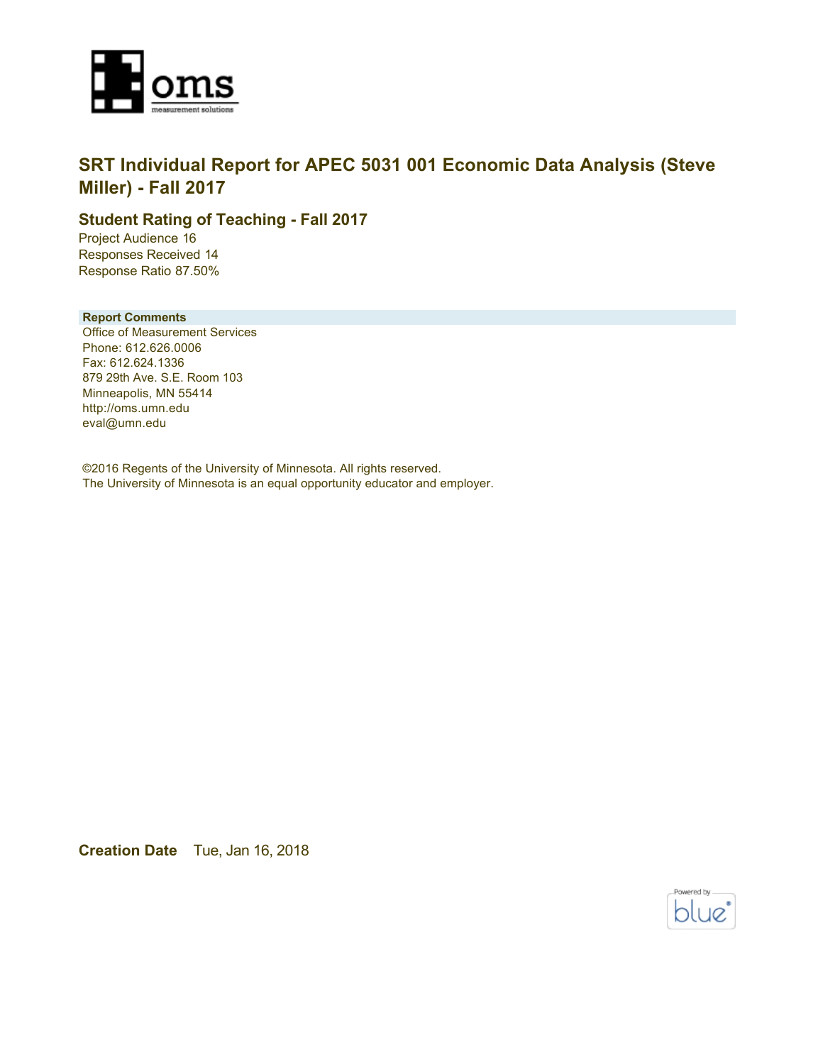# SRT Individual Report for APEC 5031 001 Economic Data Analysis (Steve Miller) - Fall 2017

## Student Rating of Teaching - Fall 2017

Project Audience 16
Responses Received 14
Response Ratio 87.50%

**Report Comments**

Office of Measurement Services
Phone: 612.626.0006
Fax: 612.624.1336
879 29th Ave. S.E. Room 103
Minneapolis, MN 55414
http://oms.umn.edu
eval@umn.edu

©2016 Regents of the University of Minnesota. All rights reserved.
The University of Minnesota is an equal opportunity educator and employer.

**Creation Date** Tue, Jan 16, 2018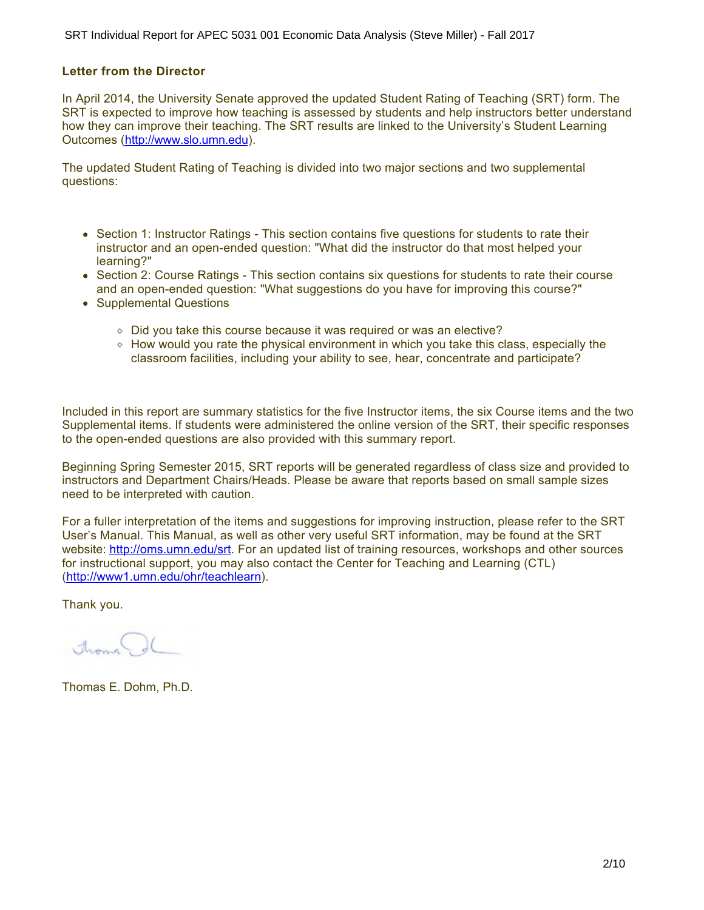## Letter from the Director

In April 2014, the University Senate approved the updated Student Rating of Teaching (SRT) form. The SRT is expected to improve how teaching is assessed by students and help instructors better understand how they can improve their teaching. The SRT results are linked to the University's Student Learning Outcomes (http://www.slo.umn.edu).

The updated Student Rating of Teaching is divided into two major sections and two supplemental questions:

- Section 1: Instructor Ratings - This section contains five questions for students to rate their instructor and an open-ended question: "What did the instructor do that most helped your learning?"
- Section 2: Course Ratings - This section contains six questions for students to rate their course and an open-ended question: "What suggestions do you have for improving this course?"
- Supplemental Questions
  - Did you take this course because it was required or was an elective?
  - How would you rate the physical environment in which you take this class, especially the classroom facilities, including your ability to see, hear, concentrate and participate?

Included in this report are summary statistics for the five Instructor items, the six Course items and the two Supplemental items. If students were administered the online version of the SRT, their specific responses to the open-ended questions are also provided with this summary report.

Beginning Spring Semester 2015, SRT reports will be generated regardless of class size and provided to instructors and Department Chairs/Heads. Please be aware that reports based on small sample sizes need to be interpreted with caution.

For a fuller interpretation of the items and suggestions for improving instruction, please refer to the SRT User's Manual. This Manual, as well as other very useful SRT information, may be found at the SRT website: http://oms.umn.edu/srt. For an updated list of training resources, workshops and other sources for instructional support, you may also contact the Center for Teaching and Learning (CTL) (http://www1.umn.edu/ohr/teachlearn).

Thank you.

Thomas E. Dohm, Ph.D.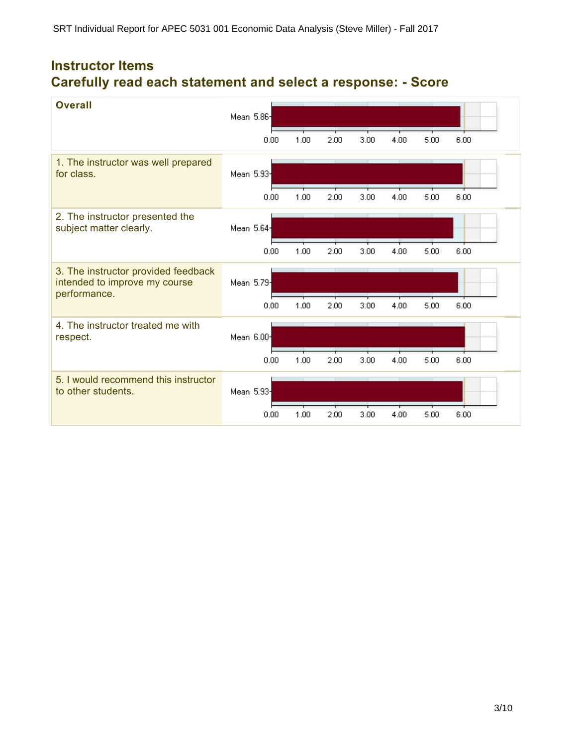## Instructor Items

## Carefully read each statement and select a response: - Score

| Item | Mean |
|---|---|
| **Overall** | 5.86 |
| 1. The instructor was well prepared for class. | 5.93 |
| 2. The instructor presented the subject matter clearly. | 5.64 |
| 3. The instructor provided feedback intended to improve my course performance. | 5.79 |
| 4. The instructor treated me with respect. | 6.00 |
| 5. I would recommend this instructor to other students. | 5.93 |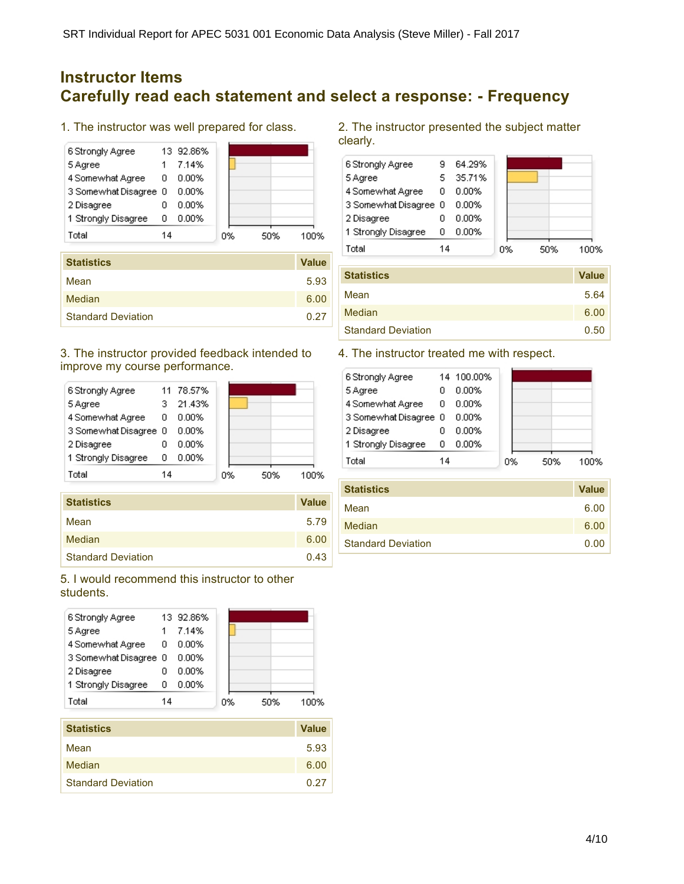## Instructor Items

## Carefully read each statement and select a response: - Frequency

1. The instructor was well prepared for class.

| Response | Count | Percent |
|---|---|---|
| 6 Strongly Agree | 13 | 92.86% |
| 5 Agree | 1 | 7.14% |
| 4 Somewhat Agree | 0 | 0.00% |
| 3 Somewhat Disagree | 0 | 0.00% |
| 2 Disagree | 0 | 0.00% |
| 1 Strongly Disagree | 0 | 0.00% |
| Total | 14 | |

| Statistics | Value |
|---|---|
| Mean | 5.93 |
| Median | 6.00 |
| Standard Deviation | 0.27 |

2. The instructor presented the subject matter clearly.

| Response | Count | Percent |
|---|---|---|
| 6 Strongly Agree | 9 | 64.29% |
| 5 Agree | 5 | 35.71% |
| 4 Somewhat Agree | 0 | 0.00% |
| 3 Somewhat Disagree | 0 | 0.00% |
| 2 Disagree | 0 | 0.00% |
| 1 Strongly Disagree | 0 | 0.00% |
| Total | 14 | |

| Statistics | Value |
|---|---|
| Mean | 5.64 |
| Median | 6.00 |
| Standard Deviation | 0.50 |

3. The instructor provided feedback intended to improve my course performance.

| Response | Count | Percent |
|---|---|---|
| 6 Strongly Agree | 11 | 78.57% |
| 5 Agree | 3 | 21.43% |
| 4 Somewhat Agree | 0 | 0.00% |
| 3 Somewhat Disagree | 0 | 0.00% |
| 2 Disagree | 0 | 0.00% |
| 1 Strongly Disagree | 0 | 0.00% |
| Total | 14 | |

| Statistics | Value |
|---|---|
| Mean | 5.79 |
| Median | 6.00 |
| Standard Deviation | 0.43 |

4. The instructor treated me with respect.

| Response | Count | Percent |
|---|---|---|
| 6 Strongly Agree | 14 | 100.00% |
| 5 Agree | 0 | 0.00% |
| 4 Somewhat Agree | 0 | 0.00% |
| 3 Somewhat Disagree | 0 | 0.00% |
| 2 Disagree | 0 | 0.00% |
| 1 Strongly Disagree | 0 | 0.00% |
| Total | 14 | |

| Statistics | Value |
|---|---|
| Mean | 6.00 |
| Median | 6.00 |
| Standard Deviation | 0.00 |

5. I would recommend this instructor to other students.

| Response | Count | Percent |
|---|---|---|
| 6 Strongly Agree | 13 | 92.86% |
| 5 Agree | 1 | 7.14% |
| 4 Somewhat Agree | 0 | 0.00% |
| 3 Somewhat Disagree | 0 | 0.00% |
| 2 Disagree | 0 | 0.00% |
| 1 Strongly Disagree | 0 | 0.00% |
| Total | 14 | |

| Statistics | Value |
|---|---|
| Mean | 5.93 |
| Median | 6.00 |
| Standard Deviation | 0.27 |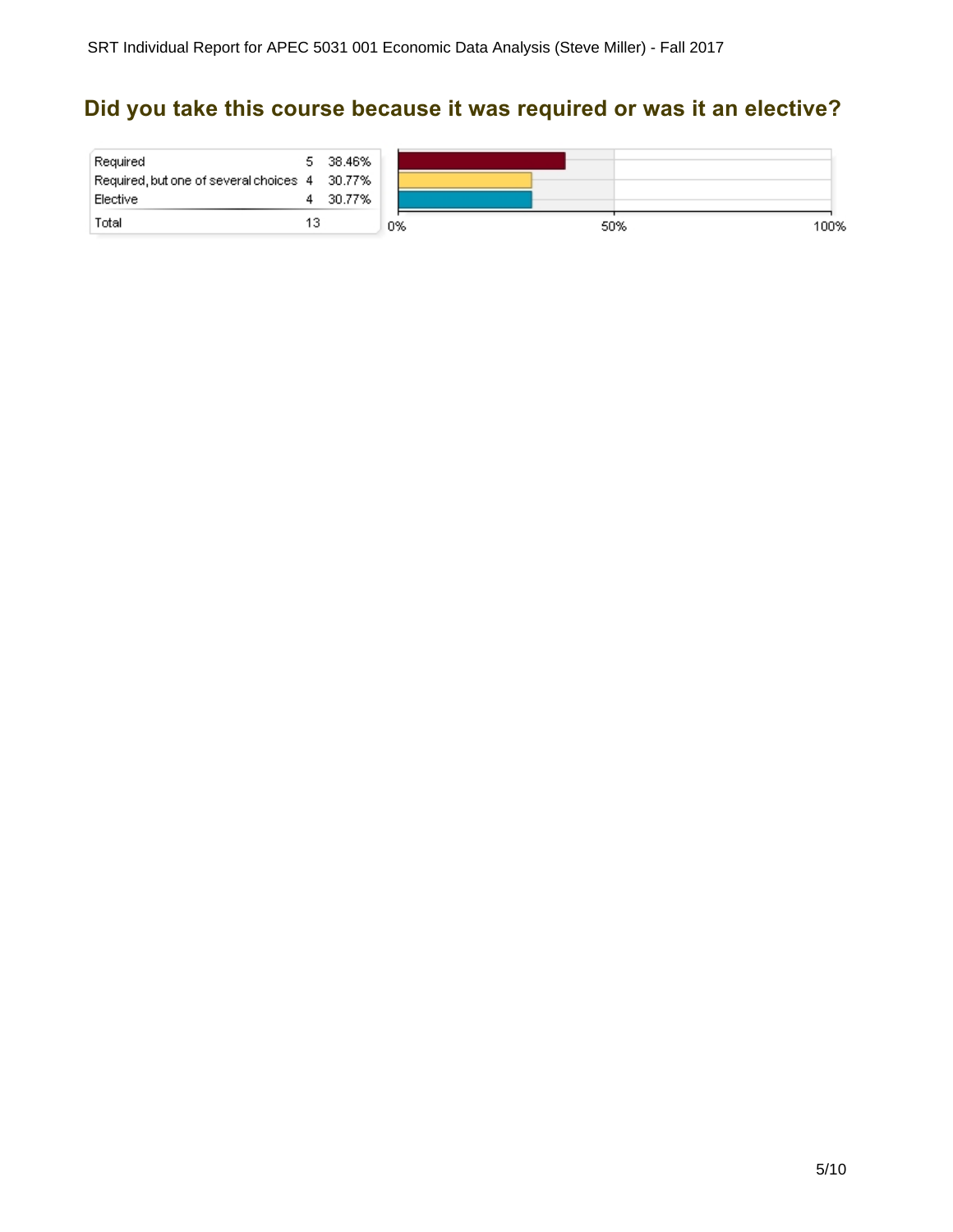## Did you take this course because it was required or was it an elective?

| Response | Count | Percent |
|---|---|---|
| Required | 5 | 38.46% |
| Required, but one of several choices | 4 | 30.77% |
| Elective | 4 | 30.77% |
| Total | 13 | |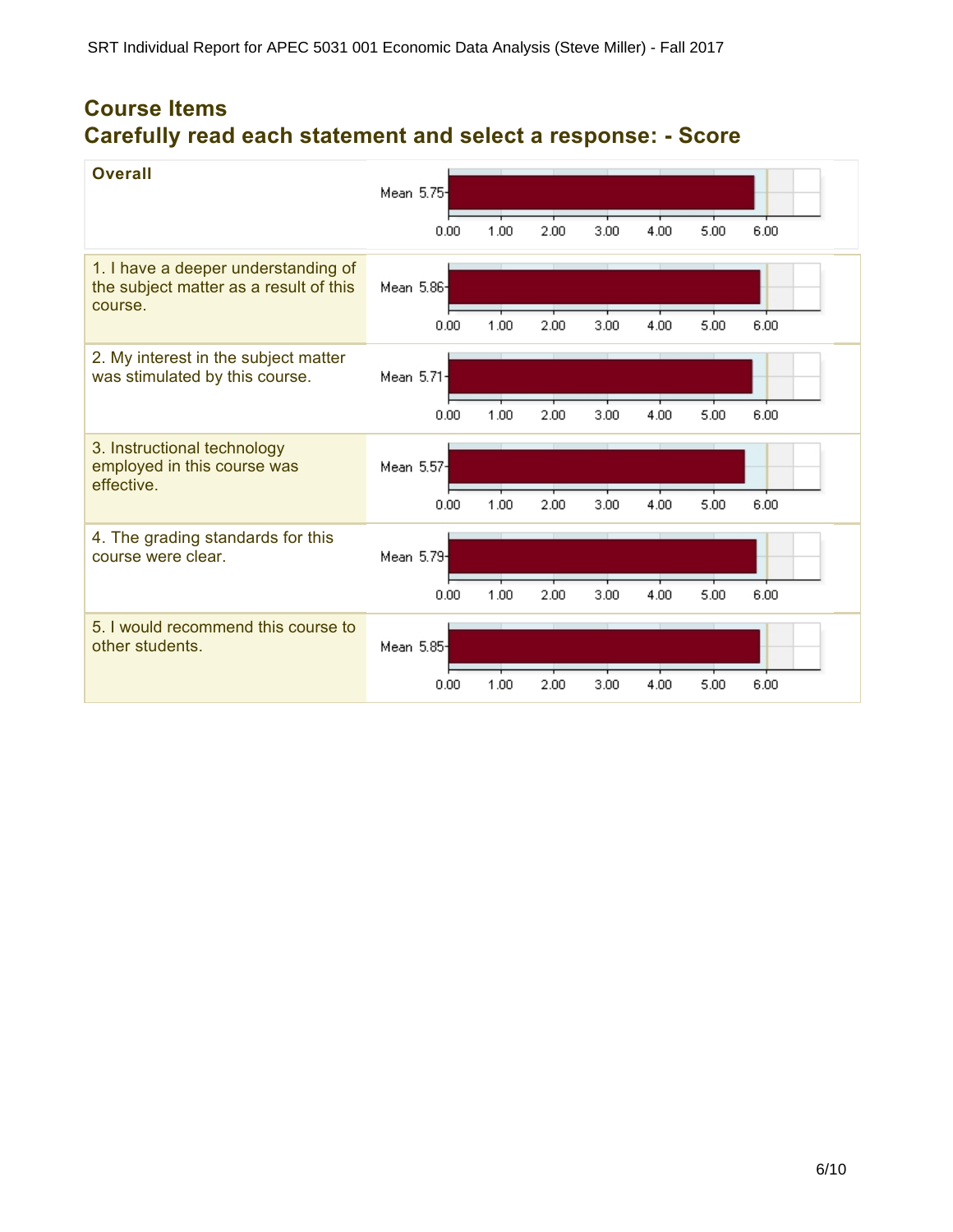## Course Items
## Carefully read each statement and select a response: - Score

| Item | Mean |
|---|---|
| Overall | 5.75 |
| 1. I have a deeper understanding of the subject matter as a result of this course. | 5.86 |
| 2. My interest in the subject matter was stimulated by this course. | 5.71 |
| 3. Instructional technology employed in this course was effective. | 5.57 |
| 4. The grading standards for this course were clear. | 5.79 |
| 5. I would recommend this course to other students. | 5.85 |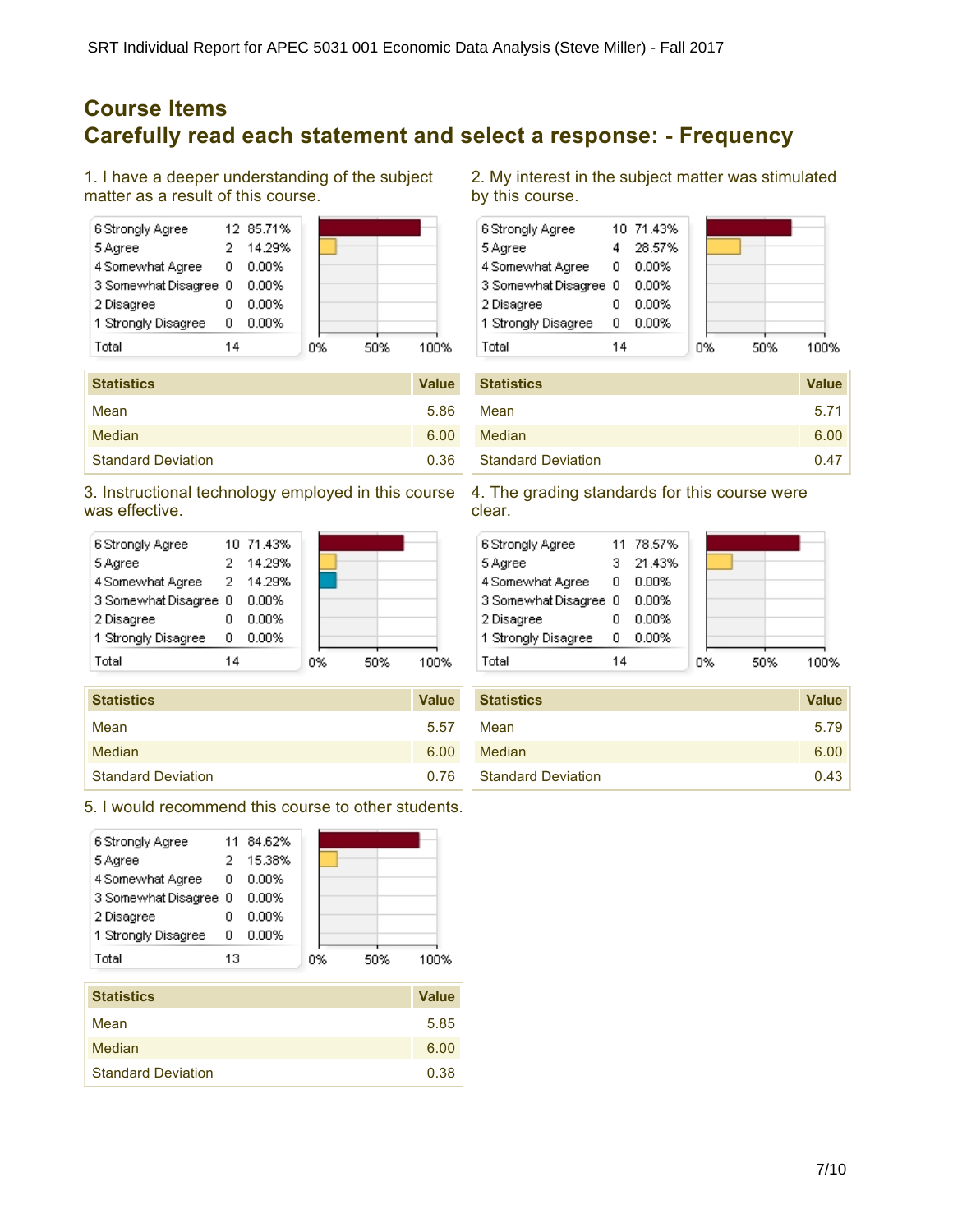# Course Items

## Carefully read each statement and select a response: - Frequency

1. I have a deeper understanding of the subject matter as a result of this course.

| Response | Count | Percent |
|---|---|---|
| 6 Strongly Agree | 12 | 85.71% |
| 5 Agree | 2 | 14.29% |
| 4 Somewhat Agree | 0 | 0.00% |
| 3 Somewhat Disagree | 0 | 0.00% |
| 2 Disagree | 0 | 0.00% |
| 1 Strongly Disagree | 0 | 0.00% |
| Total | 14 | |

| Statistics | Value |
|---|---|
| Mean | 5.86 |
| Median | 6.00 |
| Standard Deviation | 0.36 |

2. My interest in the subject matter was stimulated by this course.

| Response | Count | Percent |
|---|---|---|
| 6 Strongly Agree | 10 | 71.43% |
| 5 Agree | 4 | 28.57% |
| 4 Somewhat Agree | 0 | 0.00% |
| 3 Somewhat Disagree | 0 | 0.00% |
| 2 Disagree | 0 | 0.00% |
| 1 Strongly Disagree | 0 | 0.00% |
| Total | 14 | |

| Statistics | Value |
|---|---|
| Mean | 5.71 |
| Median | 6.00 |
| Standard Deviation | 0.47 |

3. Instructional technology employed in this course was effective.

| Response | Count | Percent |
|---|---|---|
| 6 Strongly Agree | 10 | 71.43% |
| 5 Agree | 2 | 14.29% |
| 4 Somewhat Agree | 2 | 14.29% |
| 3 Somewhat Disagree | 0 | 0.00% |
| 2 Disagree | 0 | 0.00% |
| 1 Strongly Disagree | 0 | 0.00% |
| Total | 14 | |

| Statistics | Value |
|---|---|
| Mean | 5.57 |
| Median | 6.00 |
| Standard Deviation | 0.76 |

4. The grading standards for this course were clear.

| Response | Count | Percent |
|---|---|---|
| 6 Strongly Agree | 11 | 78.57% |
| 5 Agree | 3 | 21.43% |
| 4 Somewhat Agree | 0 | 0.00% |
| 3 Somewhat Disagree | 0 | 0.00% |
| 2 Disagree | 0 | 0.00% |
| 1 Strongly Disagree | 0 | 0.00% |
| Total | 14 | |

| Statistics | Value |
|---|---|
| Mean | 5.79 |
| Median | 6.00 |
| Standard Deviation | 0.43 |

5. I would recommend this course to other students.

| Response | Count | Percent |
|---|---|---|
| 6 Strongly Agree | 11 | 84.62% |
| 5 Agree | 2 | 15.38% |
| 4 Somewhat Agree | 0 | 0.00% |
| 3 Somewhat Disagree | 0 | 0.00% |
| 2 Disagree | 0 | 0.00% |
| 1 Strongly Disagree | 0 | 0.00% |
| Total | 13 | |

| Statistics | Value |
|---|---|
| Mean | 5.85 |
| Median | 6.00 |
| Standard Deviation | 0.38 |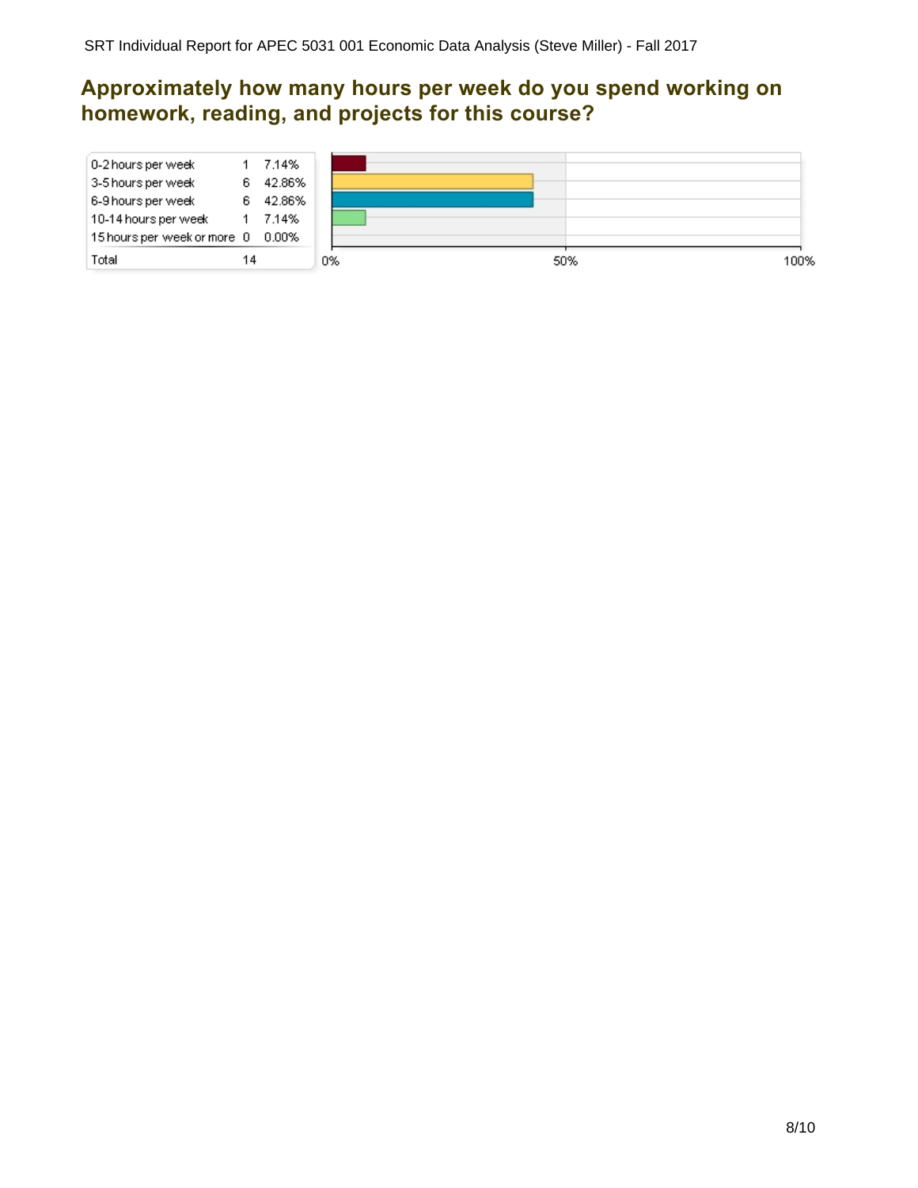## Approximately how many hours per week do you spend working on homework, reading, and projects for this course?

| Response | Count | Percent |
|---|---|---|
| 0-2 hours per week | 1 | 7.14% |
| 3-5 hours per week | 6 | 42.86% |
| 6-9 hours per week | 6 | 42.86% |
| 10-14 hours per week | 1 | 7.14% |
| 15 hours per week or more | 0 | 0.00% |
| Total | 14 | |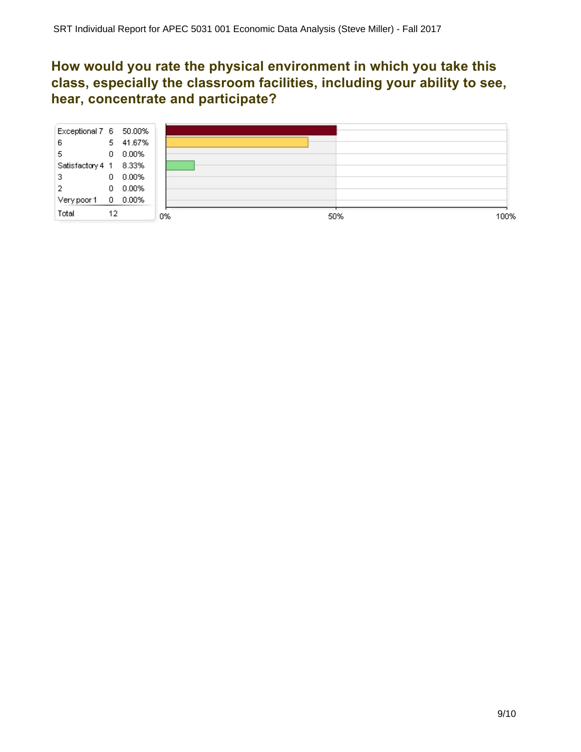## How would you rate the physical environment in which you take this class, especially the classroom facilities, including your ability to see, hear, concentrate and participate?

| | | |
|---|---|---|
| Exceptional 7 | 6 | 50.00% |
| 6 | 5 | 41.67% |
| 5 | 0 | 0.00% |
| Satisfactory 4 | 1 | 8.33% |
| 3 | 0 | 0.00% |
| 2 | 0 | 0.00% |
| Very poor 1 | 0 | 0.00% |
| Total | 12 | |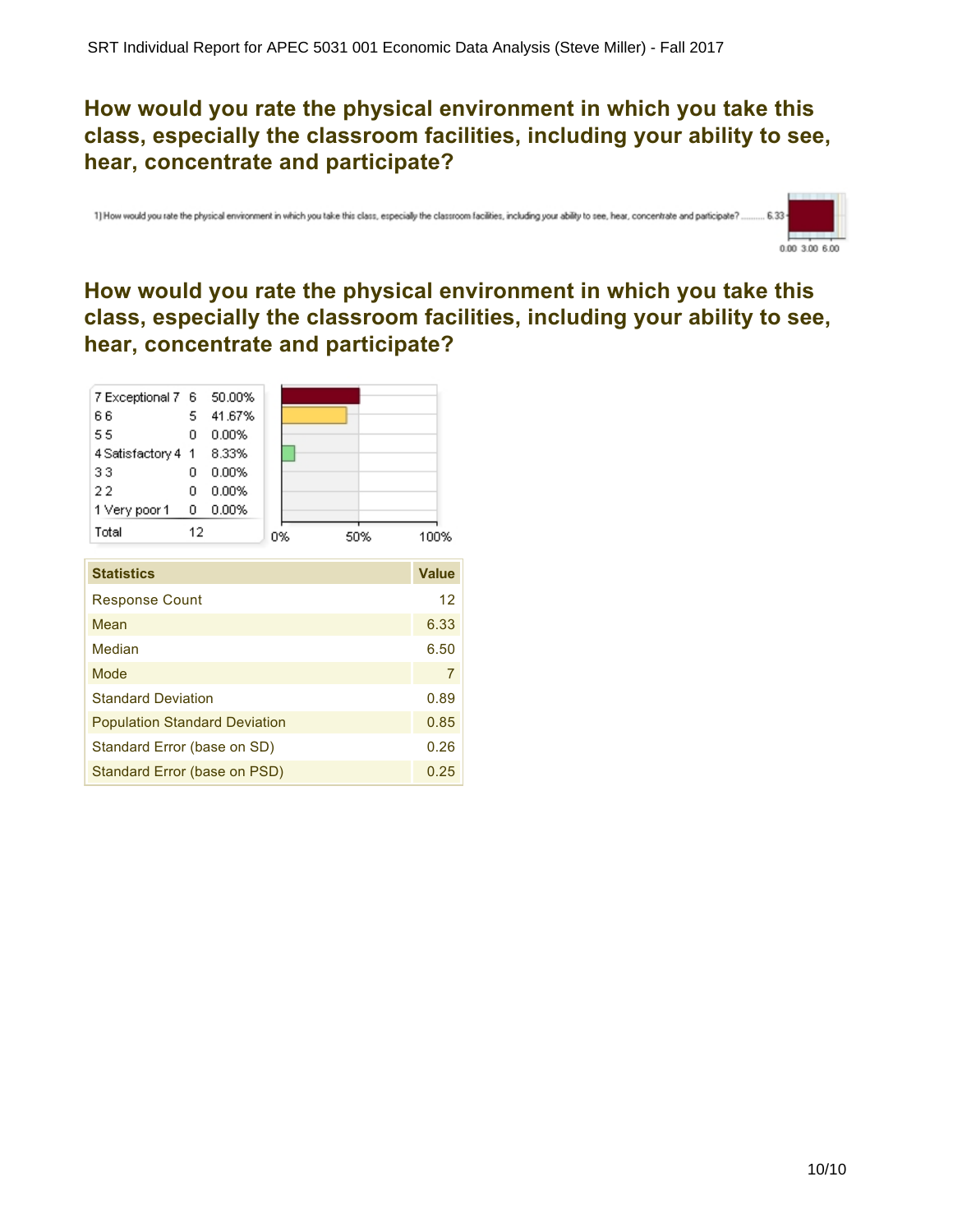## How would you rate the physical environment in which you take this class, especially the classroom facilities, including your ability to see, hear, concentrate and participate?

1) How would you rate the physical environment in which you take this class, especially the classroom facilities, including your ability to see, hear, concentrate and participate? .......... 6.33

0.00 3.00 6.00

## How would you rate the physical environment in which you take this class, especially the classroom facilities, including your ability to see, hear, concentrate and participate?

| | | |
|---|---|---|
| 7 Exceptional 7 | 6 | 50.00% |
| 6 6 | 5 | 41.67% |
| 5 5 | 0 | 0.00% |
| 4 Satisfactory 4 | 1 | 8.33% |
| 3 3 | 0 | 0.00% |
| 2 2 | 0 | 0.00% |
| 1 Very poor 1 | 0 | 0.00% |
| Total | 12 | |

0% 50% 100%

| Statistics | Value |
|---|---|
| Response Count | 12 |
| Mean | 6.33 |
| Median | 6.50 |
| Mode | 7 |
| Standard Deviation | 0.89 |
| Population Standard Deviation | 0.85 |
| Standard Error (base on SD) | 0.26 |
| Standard Error (base on PSD) | 0.25 |